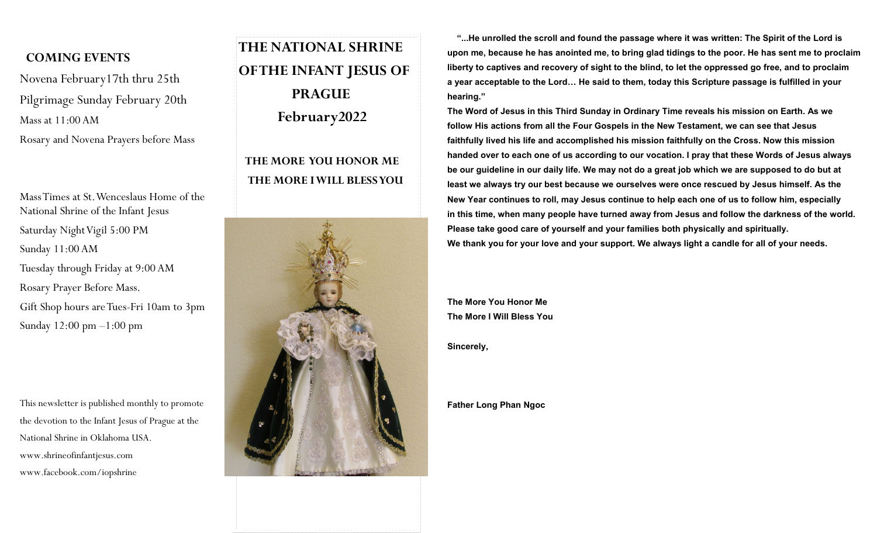## COMING EVENTS

Novena February17th thru 25th

Pilgrimage Sunday February 20th

Mass at 11:00 AM

Rosary and Novena Prayers before Mass

Mass Times at St. Wenceslaus Home of the National Shrine of the Infant Jesus

Saturday Night Vigil 5:00 PM

Sunday 11:00 AM

Tuesday through Friday at 9:00 AM

Rosary Prayer Before Mass.

Gift Shop hours are Tues-Fri 10am to 3pm

Sunday 12:00 pm –1:00 pm

This newsletter is published monthly to promote the devotion to the Infant Jesus of Prague at the National Shrine in Oklahoma USA.

www.shrineofinfantjesus.com

www.facebook.com/iopshrine

# THE NATIONAL SHRINE OF THE INFANT JESUS OF PRAGUE

# February2022

## THE MORE YOU HONOR ME THE MORE I WILL BLESS YOU

**"...He unrolled the scroll and found the passage where it was written: The Spirit of the Lord is upon me, because he has anointed me, to bring glad tidings to the poor. He has sent me to proclaim liberty to captives and recovery of sight to the blind, to let the oppressed go free, and to proclaim a year acceptable to the Lord… He said to them, today this Scripture passage is fulfilled in your hearing."**

**The Word of Jesus in this Third Sunday in Ordinary Time reveals his mission on Earth. As we follow His actions from all the Four Gospels in the New Testament, we can see that Jesus faithfully lived his life and accomplished his mission faithfully on the Cross. Now this mission handed over to each one of us according to our vocation. I pray that these Words of Jesus always be our guideline in our daily life. We may not do a great job which we are supposed to do but at least we always try our best because we ourselves were once rescued by Jesus himself. As the New Year continues to roll, may Jesus continue to help each one of us to follow him, especially in this time, when many people have turned away from Jesus and follow the darkness of the world. Please take good care of yourself and your families both physically and spiritually.**

**We thank you for your love and your support. We always light a candle for all of your needs.**

**The More You Honor Me**
**The More I Will Bless You**

**Sincerely,**

**Father Long Phan Ngoc**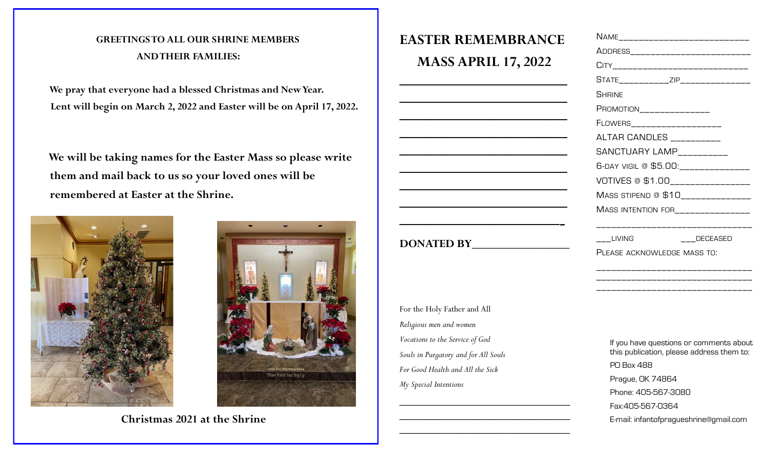**GREETINGS TO ALL OUR SHRINE MEMBERS AND THEIR FAMILIES:**

**We pray that everyone had a blessed Christmas and New Year. Lent will begin on March 2, 2022 and Easter will be on April 17, 2022.**

**We will be taking names for the Easter Mass so please write them and mail back to us so your loved ones will be remembered at Easter at the Shrine.**

**Christmas 2021 at the Shrine**

## EASTER REMEMBRANCE MASS APRIL 17, 2022

\_\_\_\_\_\_\_\_\_\_\_\_\_\_\_\_\_\_\_\_\_\_\_\_\_\_\_\_\_\_

\_\_\_\_\_\_\_\_\_\_\_\_\_\_\_\_\_\_\_\_\_\_\_\_\_\_\_\_\_\_

\_\_\_\_\_\_\_\_\_\_\_\_\_\_\_\_\_\_\_\_\_\_\_\_\_\_\_\_\_\_

\_\_\_\_\_\_\_\_\_\_\_\_\_\_\_\_\_\_\_\_\_\_\_\_\_\_\_\_\_\_

\_\_\_\_\_\_\_\_\_\_\_\_\_\_\_\_\_\_\_\_\_\_\_\_\_\_\_\_\_\_

\_\_\_\_\_\_\_\_\_\_\_\_\_\_\_\_\_\_\_\_\_\_\_\_\_\_\_\_\_\_

\_\_\_\_\_\_\_\_\_\_\_\_\_\_\_\_\_\_\_\_\_\_\_\_\_\_\_\_\_\_

\_\_\_\_\_\_\_\_\_\_\_\_\_\_\_\_\_\_\_\_\_\_\_\_\_\_\_\_\_\_

\_\_\_\_\_\_\_\_\_\_\_\_\_\_\_\_\_\_\_\_\_\_\_\_\_\_\_\_\_\_

**DONATED BY\_\_\_\_\_\_\_\_\_\_\_\_\_\_\_\_**

For the Holy Father and All

*Religious men and women*

*Vocations to the Service of God*

*Souls in Purgatory and for All Souls*

*For Good Health and All the Sick*

*My Special Intentions*

\_\_\_\_\_\_\_\_\_\_\_\_\_\_\_\_\_\_\_\_\_\_\_\_\_\_\_\_\_\_

\_\_\_\_\_\_\_\_\_\_\_\_\_\_\_\_\_\_\_\_\_\_\_\_\_\_\_\_\_\_

\_\_\_\_\_\_\_\_\_\_\_\_\_\_\_\_\_\_\_\_\_\_\_\_\_\_\_\_\_\_

NAME\_\_\_\_\_\_\_\_\_\_\_\_\_\_\_\_\_\_\_\_\_\_\_\_\_\_

ADDRESS\_\_\_\_\_\_\_\_\_\_\_\_\_\_\_\_\_\_\_\_\_\_\_\_

CITY\_\_\_\_\_\_\_\_\_\_\_\_\_\_\_\_\_\_\_\_\_\_\_\_\_\_\_

STATE\_\_\_\_\_\_\_\_\_\_ZIP\_\_\_\_\_\_\_\_\_\_\_\_\_\_

SHRINE

PROMOTION\_\_\_\_\_\_\_\_\_\_\_\_\_\_

FLOWERS\_\_\_\_\_\_\_\_\_\_\_\_\_\_\_\_\_\_

ALTAR CANDLES \_\_\_\_\_\_\_\_\_\_

SANCTUARY LAMP\_\_\_\_\_\_\_\_\_\_

6-DAY VIGIL @ $5.00:\_\_\_\_\_\_\_\_\_\_\_\_\_\_

VOTIVES @ $1.00\_\_\_\_\_\_\_\_\_\_\_\_\_\_\_\_

MASS STIPEND @ $10\_\_\_\_\_\_\_\_\_\_\_\_\_\_

MASS INTENTION FOR\_\_\_\_\_\_\_\_\_\_\_\_\_\_\_

\_\_\_\_\_\_\_\_\_\_\_\_\_\_\_\_\_\_\_\_\_\_\_\_\_\_\_\_\_\_\_\_

\_\_\_LIVING \_\_\_DECEASED

PLEASE ACKNOWLEDGE MASS TO:

\_\_\_\_\_\_\_\_\_\_\_\_\_\_\_\_\_\_\_\_\_\_\_\_\_\_\_\_\_\_\_\_

\_\_\_\_\_\_\_\_\_\_\_\_\_\_\_\_\_\_\_\_\_\_\_\_\_\_\_\_\_\_\_\_

\_\_\_\_\_\_\_\_\_\_\_\_\_\_\_\_\_\_\_\_\_\_\_\_\_\_\_\_\_\_\_\_

If you have questions or comments about this publication, please address them to:

PO Box 488

Prague, OK 74864

Phone: 405-567-3080

Fax:405-567-0364

E-mail: infantofpragueshrine@gmail.com